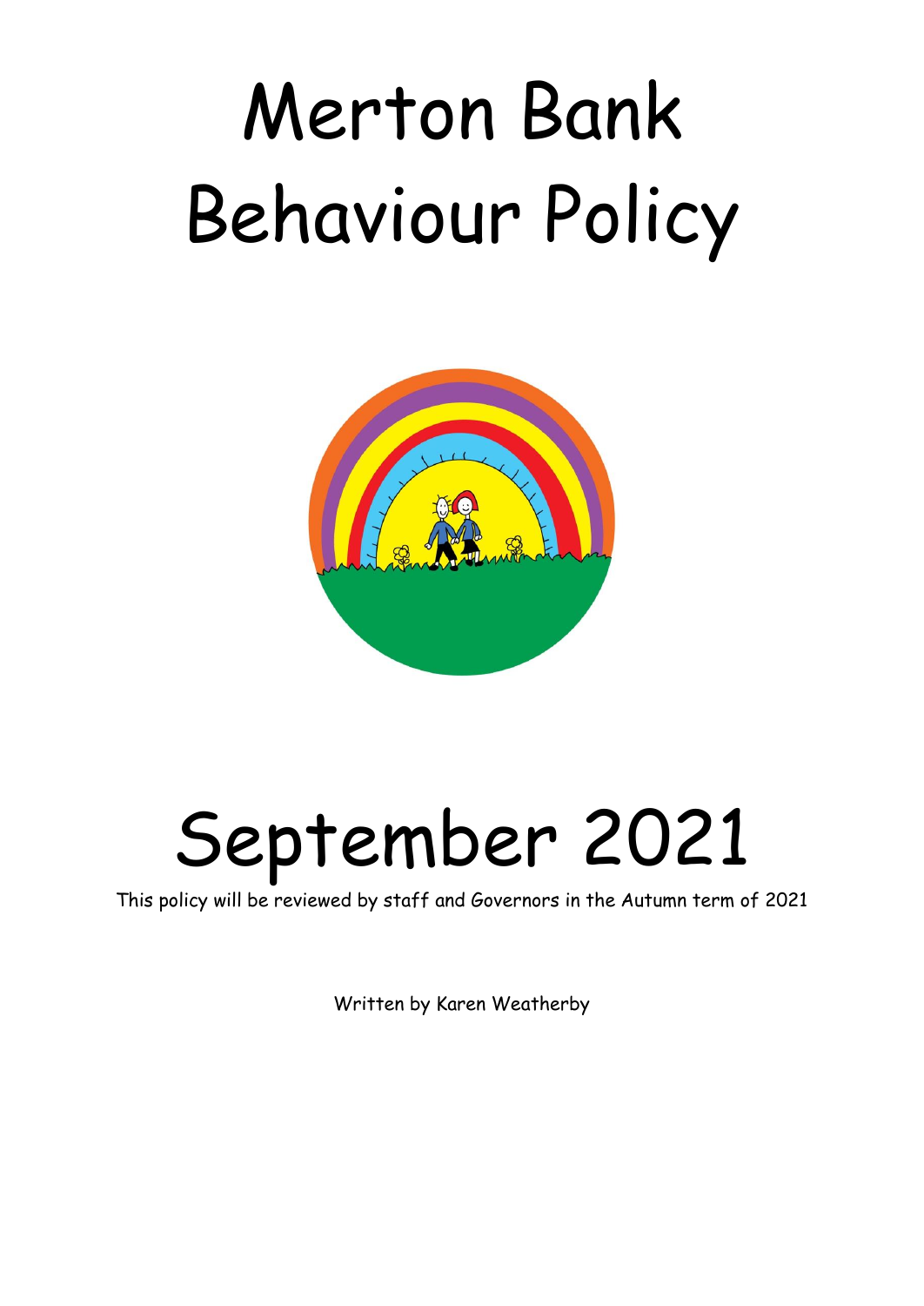# Merton Bank Behaviour Policy

# September 2021

This policy will be reviewed by staff and Governors in the Autumn term of 2021

Written by Karen Weatherby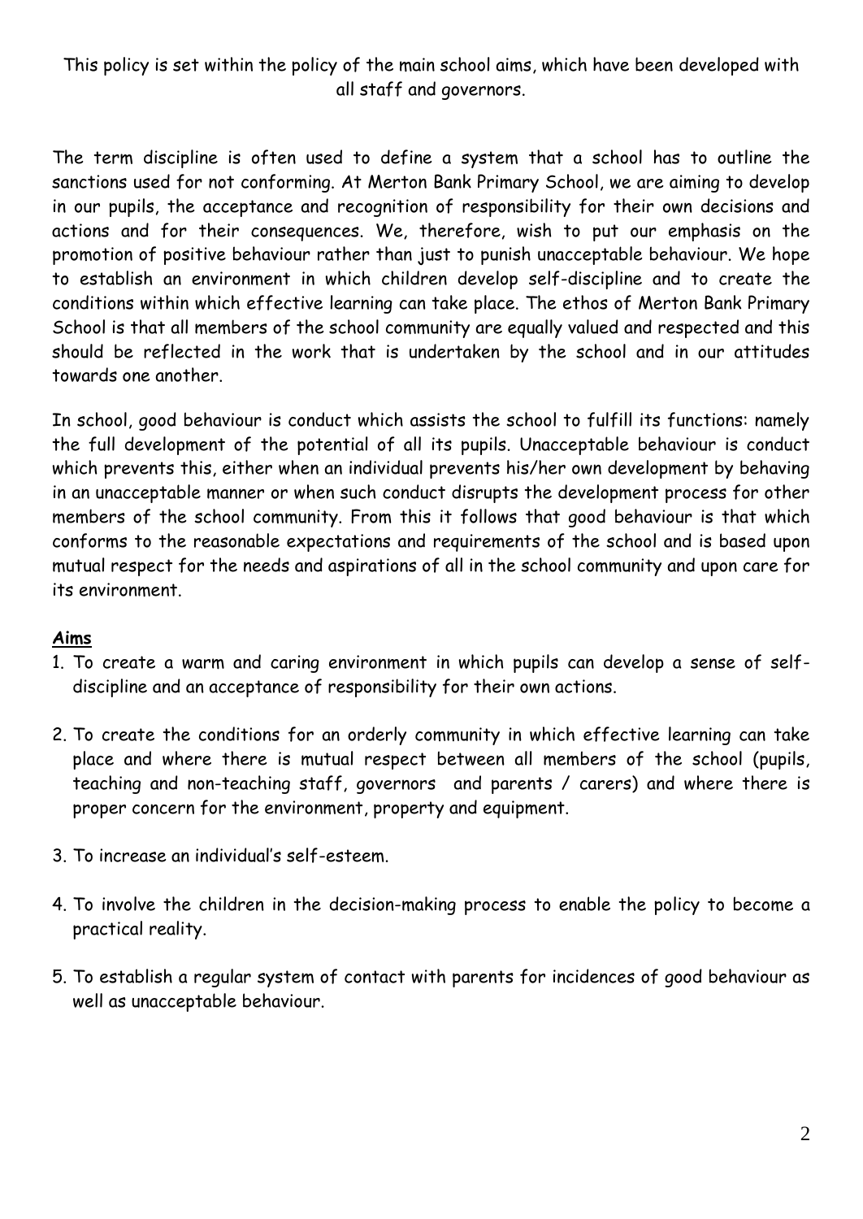This policy is set within the policy of the main school aims, which have been developed with all staff and governors.

The term discipline is often used to define a system that a school has to outline the sanctions used for not conforming. At Merton Bank Primary School, we are aiming to develop in our pupils, the acceptance and recognition of responsibility for their own decisions and actions and for their consequences. We, therefore, wish to put our emphasis on the promotion of positive behaviour rather than just to punish unacceptable behaviour. We hope to establish an environment in which children develop self-discipline and to create the conditions within which effective learning can take place. The ethos of Merton Bank Primary School is that all members of the school community are equally valued and respected and this should be reflected in the work that is undertaken by the school and in our attitudes towards one another.

In school, good behaviour is conduct which assists the school to fulfill its functions: namely the full development of the potential of all its pupils. Unacceptable behaviour is conduct which prevents this, either when an individual prevents his/her own development by behaving in an unacceptable manner or when such conduct disrupts the development process for other members of the school community. From this it follows that good behaviour is that which conforms to the reasonable expectations and requirements of the school and is based upon mutual respect for the needs and aspirations of all in the school community and upon care for its environment.

**Aims**

1. To create a warm and caring environment in which pupils can develop a sense of self-discipline and an acceptance of responsibility for their own actions.

2. To create the conditions for an orderly community in which effective learning can take place and where there is mutual respect between all members of the school (pupils, teaching and non-teaching staff, governors and parents / carers) and where there is proper concern for the environment, property and equipment.

3. To increase an individual's self-esteem.

4. To involve the children in the decision-making process to enable the policy to become a practical reality.

5. To establish a regular system of contact with parents for incidences of good behaviour as well as unacceptable behaviour.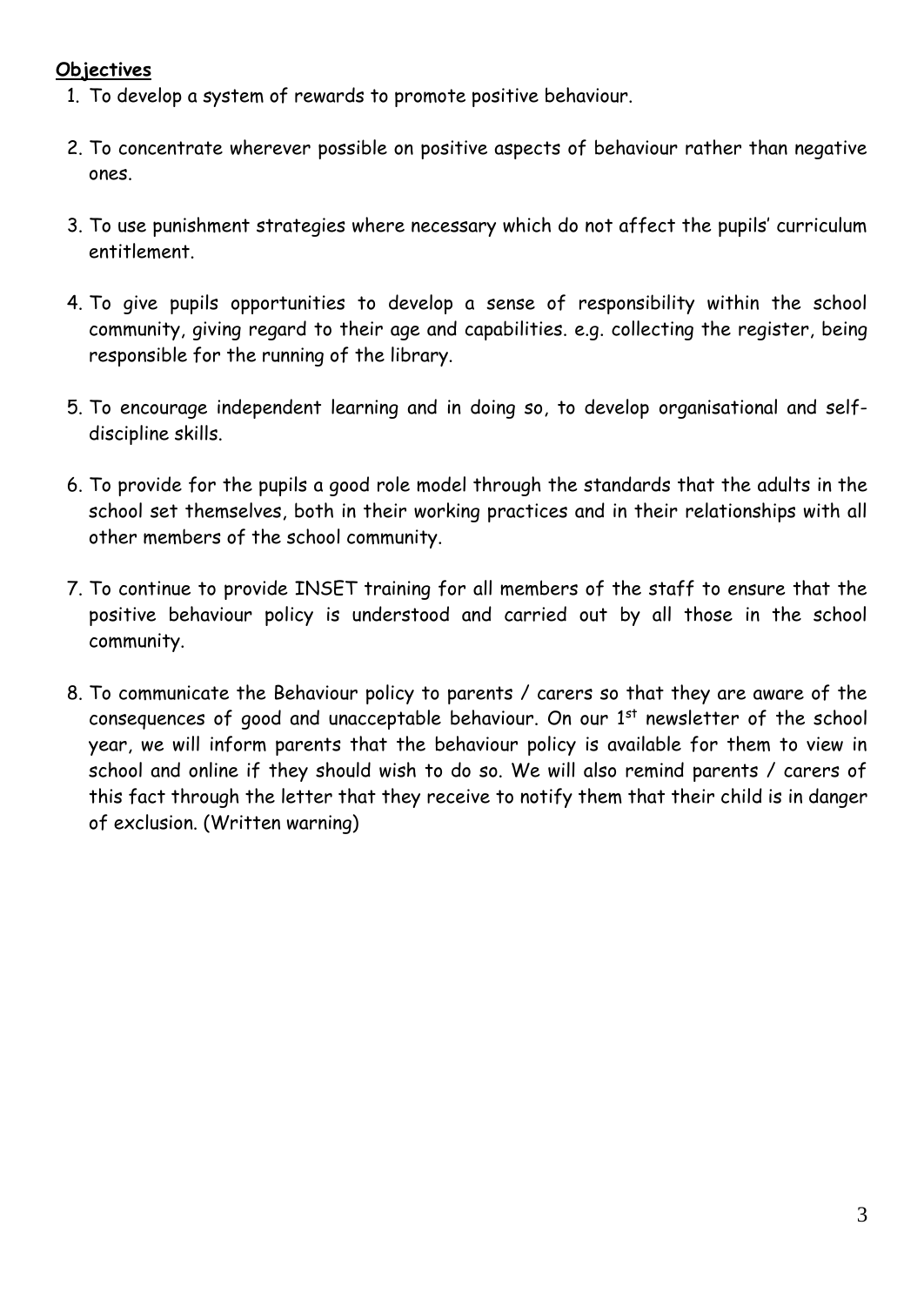**Objectives**

1. To develop a system of rewards to promote positive behaviour.

2. To concentrate wherever possible on positive aspects of behaviour rather than negative ones.

3. To use punishment strategies where necessary which do not affect the pupils' curriculum entitlement.

4. To give pupils opportunities to develop a sense of responsibility within the school community, giving regard to their age and capabilities. e.g. collecting the register, being responsible for the running of the library.

5. To encourage independent learning and in doing so, to develop organisational and self-discipline skills.

6. To provide for the pupils a good role model through the standards that the adults in the school set themselves, both in their working practices and in their relationships with all other members of the school community.

7. To continue to provide INSET training for all members of the staff to ensure that the positive behaviour policy is understood and carried out by all those in the school community.

8. To communicate the Behaviour policy to parents / carers so that they are aware of the consequences of good and unacceptable behaviour. On our 1st newsletter of the school year, we will inform parents that the behaviour policy is available for them to view in school and online if they should wish to do so. We will also remind parents / carers of this fact through the letter that they receive to notify them that their child is in danger of exclusion. (Written warning)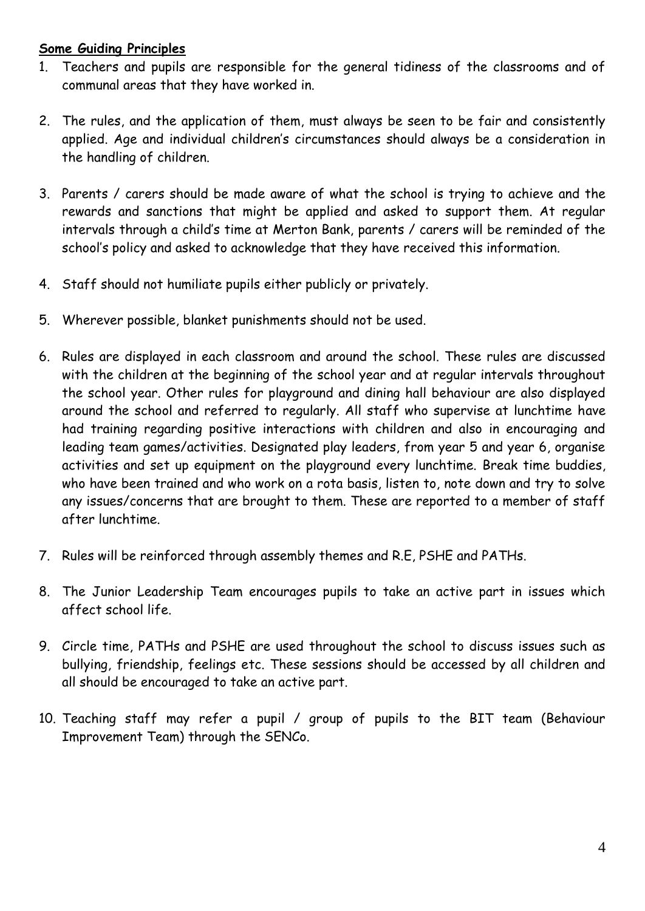**Some Guiding Principles**

1. Teachers and pupils are responsible for the general tidiness of the classrooms and of communal areas that they have worked in.

2. The rules, and the application of them, must always be seen to be fair and consistently applied. Age and individual children's circumstances should always be a consideration in the handling of children.

3. Parents / carers should be made aware of what the school is trying to achieve and the rewards and sanctions that might be applied and asked to support them. At regular intervals through a child's time at Merton Bank, parents / carers will be reminded of the school's policy and asked to acknowledge that they have received this information.

4. Staff should not humiliate pupils either publicly or privately.

5. Wherever possible, blanket punishments should not be used.

6. Rules are displayed in each classroom and around the school. These rules are discussed with the children at the beginning of the school year and at regular intervals throughout the school year. Other rules for playground and dining hall behaviour are also displayed around the school and referred to regularly. All staff who supervise at lunchtime have had training regarding positive interactions with children and also in encouraging and leading team games/activities. Designated play leaders, from year 5 and year 6, organise activities and set up equipment on the playground every lunchtime. Break time buddies, who have been trained and who work on a rota basis, listen to, note down and try to solve any issues/concerns that are brought to them. These are reported to a member of staff after lunchtime.

7. Rules will be reinforced through assembly themes and R.E, PSHE and PATHs.

8. The Junior Leadership Team encourages pupils to take an active part in issues which affect school life.

9. Circle time, PATHs and PSHE are used throughout the school to discuss issues such as bullying, friendship, feelings etc. These sessions should be accessed by all children and all should be encouraged to take an active part.

10. Teaching staff may refer a pupil / group of pupils to the BIT team (Behaviour Improvement Team) through the SENCo.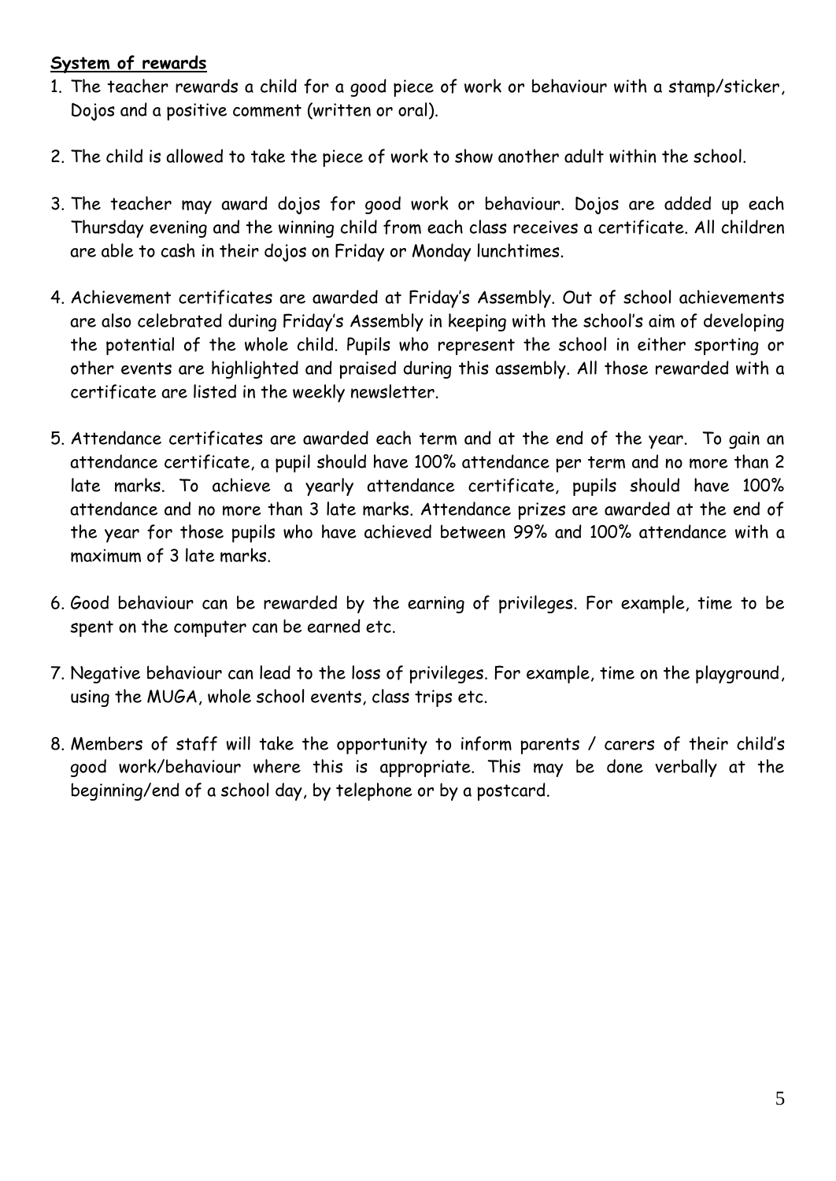**System of rewards**

1. The teacher rewards a child for a good piece of work or behaviour with a stamp/sticker, Dojos and a positive comment (written or oral).

2. The child is allowed to take the piece of work to show another adult within the school.

3. The teacher may award dojos for good work or behaviour. Dojos are added up each Thursday evening and the winning child from each class receives a certificate. All children are able to cash in their dojos on Friday or Monday lunchtimes.

4. Achievement certificates are awarded at Friday's Assembly. Out of school achievements are also celebrated during Friday's Assembly in keeping with the school's aim of developing the potential of the whole child. Pupils who represent the school in either sporting or other events are highlighted and praised during this assembly. All those rewarded with a certificate are listed in the weekly newsletter.

5. Attendance certificates are awarded each term and at the end of the year. To gain an attendance certificate, a pupil should have 100% attendance per term and no more than 2 late marks. To achieve a yearly attendance certificate, pupils should have 100% attendance and no more than 3 late marks. Attendance prizes are awarded at the end of the year for those pupils who have achieved between 99% and 100% attendance with a maximum of 3 late marks.

6. Good behaviour can be rewarded by the earning of privileges. For example, time to be spent on the computer can be earned etc.

7. Negative behaviour can lead to the loss of privileges. For example, time on the playground, using the MUGA, whole school events, class trips etc.

8. Members of staff will take the opportunity to inform parents / carers of their child's good work/behaviour where this is appropriate. This may be done verbally at the beginning/end of a school day, by telephone or by a postcard.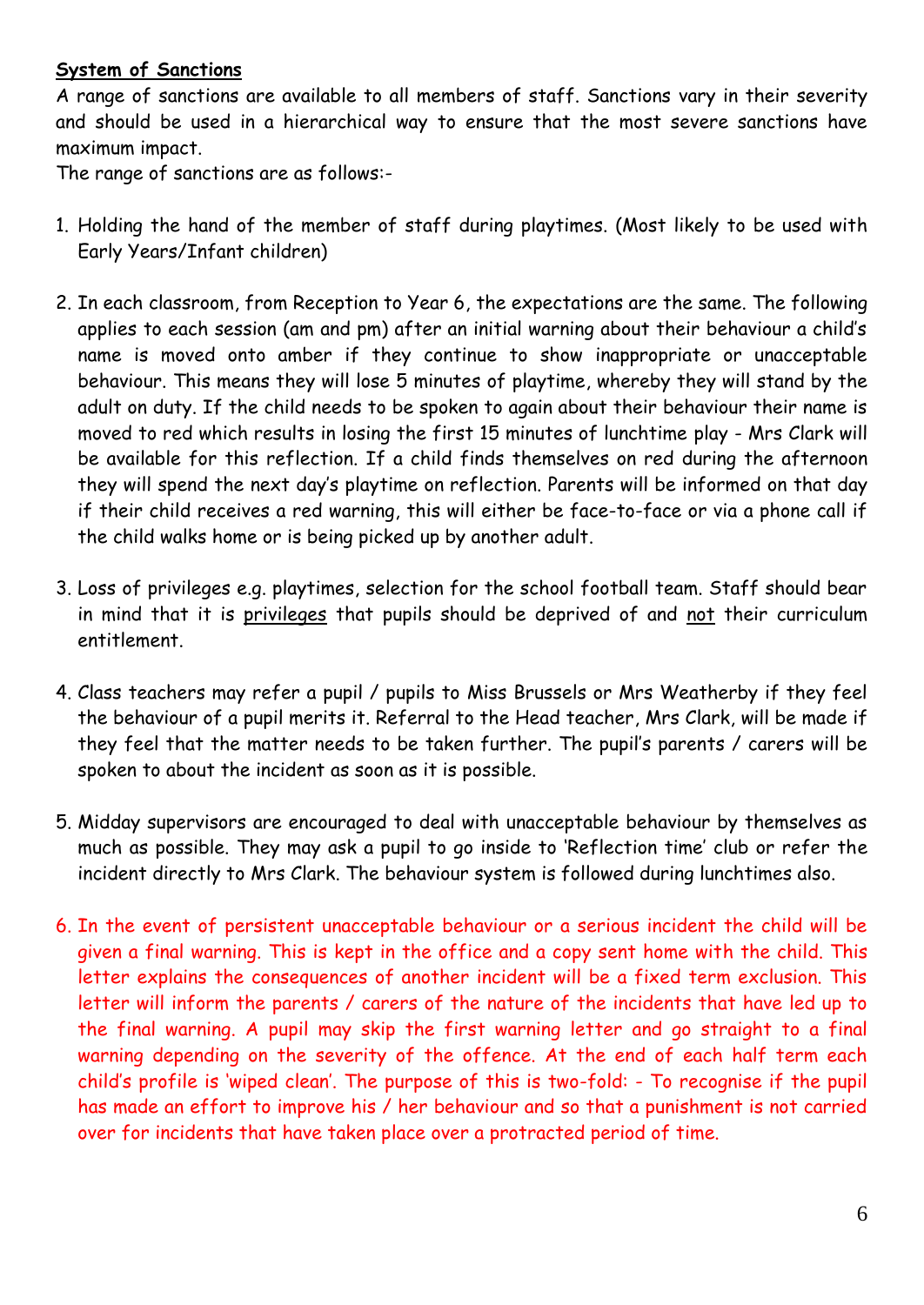**System of Sanctions**

A range of sanctions are available to all members of staff. Sanctions vary in their severity and should be used in a hierarchical way to ensure that the most severe sanctions have maximum impact.

The range of sanctions are as follows:-

1. Holding the hand of the member of staff during playtimes. (Most likely to be used with Early Years/Infant children)

2. In each classroom, from Reception to Year 6, the expectations are the same. The following applies to each session (am and pm) after an initial warning about their behaviour a child's name is moved onto amber if they continue to show inappropriate or unacceptable behaviour. This means they will lose 5 minutes of playtime, whereby they will stand by the adult on duty. If the child needs to be spoken to again about their behaviour their name is moved to red which results in losing the first 15 minutes of lunchtime play - Mrs Clark will be available for this reflection. If a child finds themselves on red during the afternoon they will spend the next day's playtime on reflection. Parents will be informed on that day if their child receives a red warning, this will either be face-to-face or via a phone call if the child walks home or is being picked up by another adult.

3. Loss of privileges e.g. playtimes, selection for the school football team. Staff should bear in mind that it is <u>privileges</u> that pupils should be deprived of and <u>not</u> their curriculum entitlement.

4. Class teachers may refer a pupil / pupils to Miss Brussels or Mrs Weatherby if they feel the behaviour of a pupil merits it. Referral to the Head teacher, Mrs Clark, will be made if they feel that the matter needs to be taken further. The pupil's parents / carers will be spoken to about the incident as soon as it is possible.

5. Midday supervisors are encouraged to deal with unacceptable behaviour by themselves as much as possible. They may ask a pupil to go inside to 'Reflection time' club or refer the incident directly to Mrs Clark. The behaviour system is followed during lunchtimes also.

6. In the event of persistent unacceptable behaviour or a serious incident the child will be given a final warning. This is kept in the office and a copy sent home with the child. This letter explains the consequences of another incident will be a fixed term exclusion. This letter will inform the parents / carers of the nature of the incidents that have led up to the final warning. A pupil may skip the first warning letter and go straight to a final warning depending on the severity of the offence. At the end of each half term each child's profile is 'wiped clean'. The purpose of this is two-fold: - To recognise if the pupil has made an effort to improve his / her behaviour and so that a punishment is not carried over for incidents that have taken place over a protracted period of time.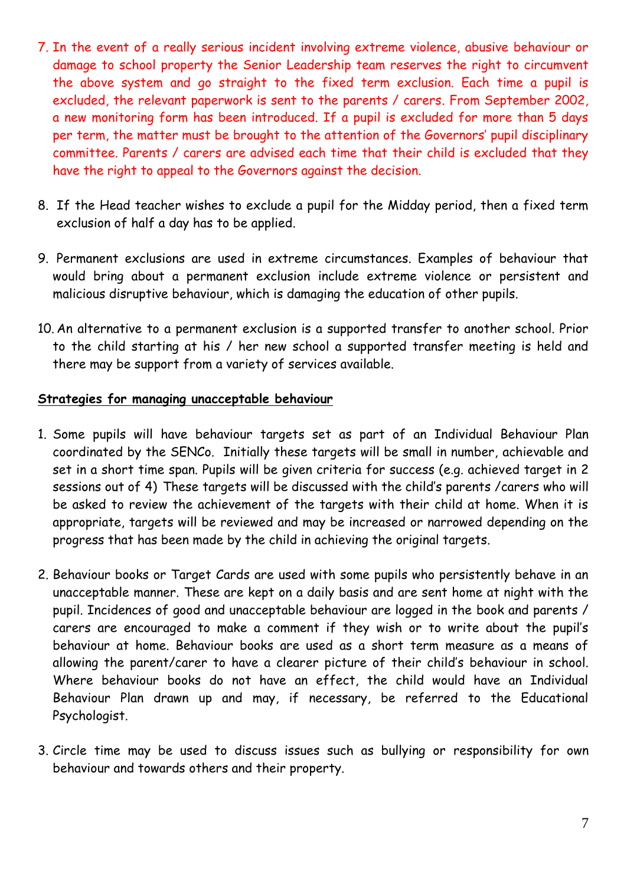7. In the event of a really serious incident involving extreme violence, abusive behaviour or damage to school property the Senior Leadership team reserves the right to circumvent the above system and go straight to the fixed term exclusion. Each time a pupil is excluded, the relevant paperwork is sent to the parents / carers. From September 2002, a new monitoring form has been introduced. If a pupil is excluded for more than 5 days per term, the matter must be brought to the attention of the Governors' pupil disciplinary committee. Parents / carers are advised each time that their child is excluded that they have the right to appeal to the Governors against the decision.

8. If the Head teacher wishes to exclude a pupil for the Midday period, then a fixed term exclusion of half a day has to be applied.

9. Permanent exclusions are used in extreme circumstances. Examples of behaviour that would bring about a permanent exclusion include extreme violence or persistent and malicious disruptive behaviour, which is damaging the education of other pupils.

10. An alternative to a permanent exclusion is a supported transfer to another school. Prior to the child starting at his / her new school a supported transfer meeting is held and there may be support from a variety of services available.

**Strategies for managing unacceptable behaviour**

1. Some pupils will have behaviour targets set as part of an Individual Behaviour Plan coordinated by the SENCo. Initially these targets will be small in number, achievable and set in a short time span. Pupils will be given criteria for success (e.g. achieved target in 2 sessions out of 4) These targets will be discussed with the child's parents /carers who will be asked to review the achievement of the targets with their child at home. When it is appropriate, targets will be reviewed and may be increased or narrowed depending on the progress that has been made by the child in achieving the original targets.

2. Behaviour books or Target Cards are used with some pupils who persistently behave in an unacceptable manner. These are kept on a daily basis and are sent home at night with the pupil. Incidences of good and unacceptable behaviour are logged in the book and parents / carers are encouraged to make a comment if they wish or to write about the pupil's behaviour at home. Behaviour books are used as a short term measure as a means of allowing the parent/carer to have a clearer picture of their child's behaviour in school. Where behaviour books do not have an effect, the child would have an Individual Behaviour Plan drawn up and may, if necessary, be referred to the Educational Psychologist.

3. Circle time may be used to discuss issues such as bullying or responsibility for own behaviour and towards others and their property.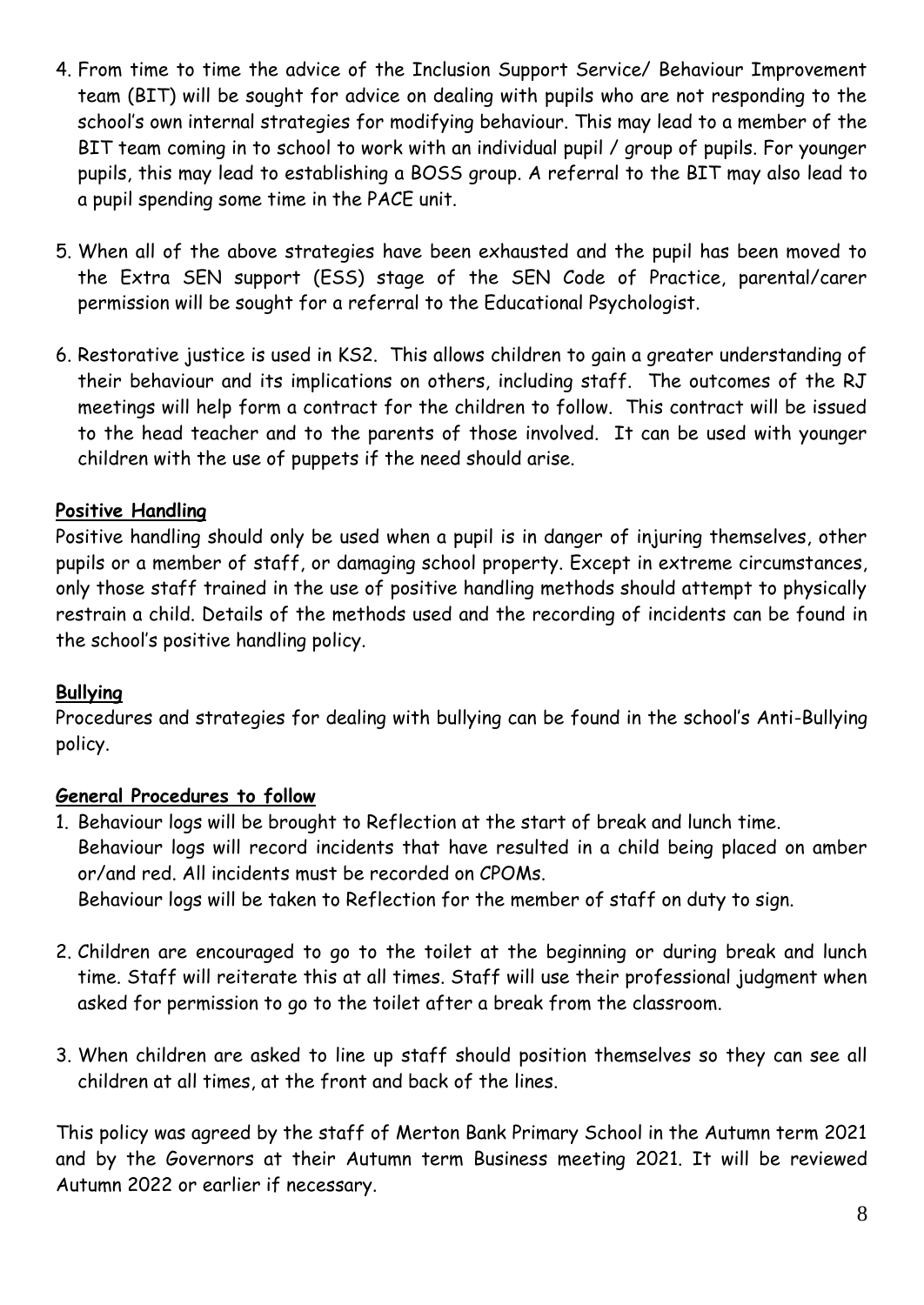4. From time to time the advice of the Inclusion Support Service/ Behaviour Improvement team (BIT) will be sought for advice on dealing with pupils who are not responding to the school's own internal strategies for modifying behaviour. This may lead to a member of the BIT team coming in to school to work with an individual pupil / group of pupils. For younger pupils, this may lead to establishing a BOSS group. A referral to the BIT may also lead to a pupil spending some time in the PACE unit.

5. When all of the above strategies have been exhausted and the pupil has been moved to the Extra SEN support (ESS) stage of the SEN Code of Practice, parental/carer permission will be sought for a referral to the Educational Psychologist.

6. Restorative justice is used in KS2. This allows children to gain a greater understanding of their behaviour and its implications on others, including staff. The outcomes of the RJ meetings will help form a contract for the children to follow. This contract will be issued to the head teacher and to the parents of those involved. It can be used with younger children with the use of puppets if the need should arise.

**Positive Handling**

Positive handling should only be used when a pupil is in danger of injuring themselves, other pupils or a member of staff, or damaging school property. Except in extreme circumstances, only those staff trained in the use of positive handling methods should attempt to physically restrain a child. Details of the methods used and the recording of incidents can be found in the school's positive handling policy.

**Bullying**

Procedures and strategies for dealing with bullying can be found in the school's Anti-Bullying policy.

**General Procedures to follow**

1. Behaviour logs will be brought to Reflection at the start of break and lunch time.
   Behaviour logs will record incidents that have resulted in a child being placed on amber or/and red. All incidents must be recorded on CPOMs.
   Behaviour logs will be taken to Reflection for the member of staff on duty to sign.

2. Children are encouraged to go to the toilet at the beginning or during break and lunch time. Staff will reiterate this at all times. Staff will use their professional judgment when asked for permission to go to the toilet after a break from the classroom.

3. When children are asked to line up staff should position themselves so they can see all children at all times, at the front and back of the lines.

This policy was agreed by the staff of Merton Bank Primary School in the Autumn term 2021 and by the Governors at their Autumn term Business meeting 2021. It will be reviewed Autumn 2022 or earlier if necessary.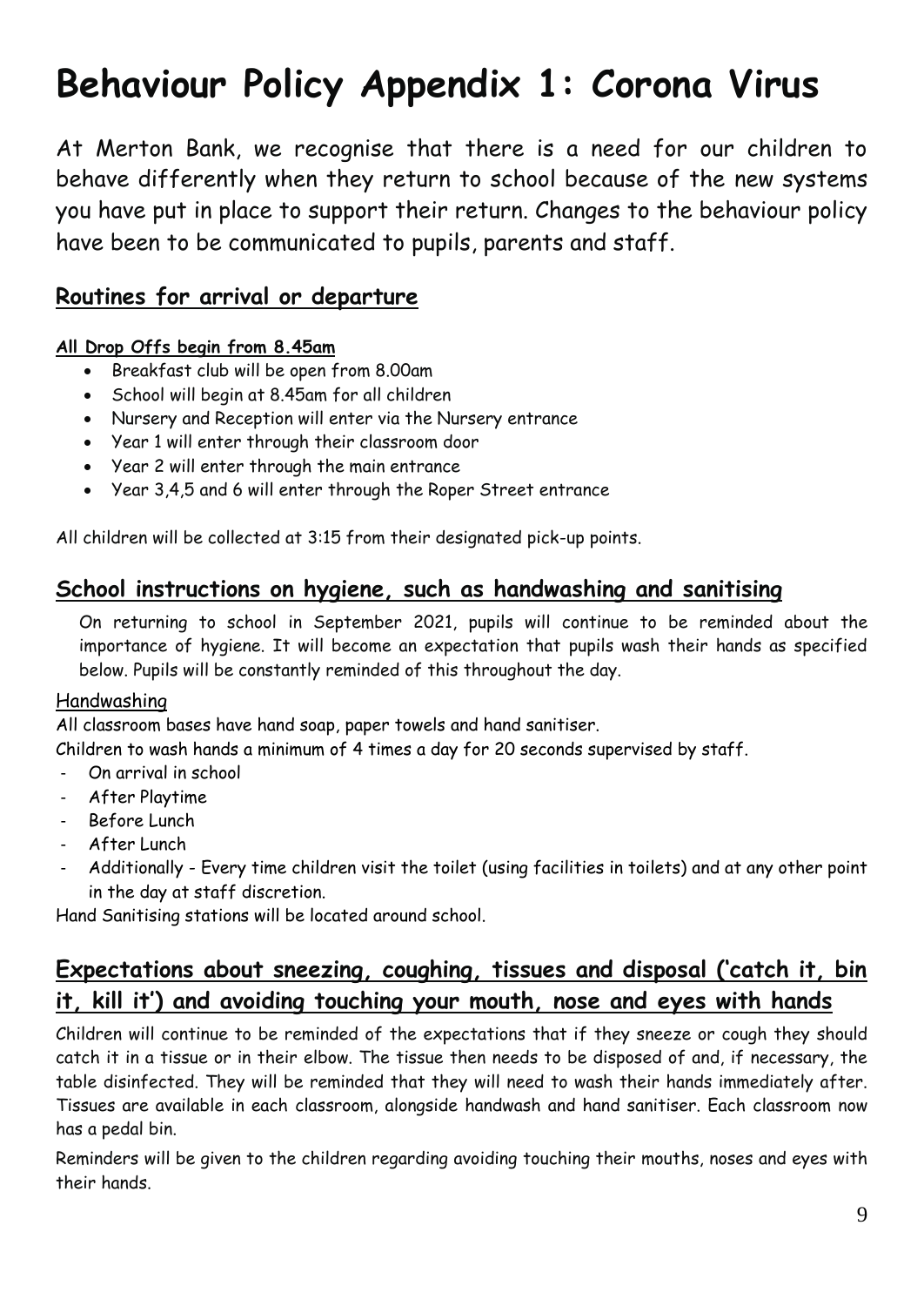# Behaviour Policy Appendix 1: Corona Virus

At Merton Bank, we recognise that there is a need for our children to behave differently when they return to school because of the new systems you have put in place to support their return. Changes to the behaviour policy have been to be communicated to pupils, parents and staff.

## Routines for arrival or departure

**All Drop Offs begin from 8.45am**

- Breakfast club will be open from 8.00am
- School will begin at 8.45am for all children
- Nursery and Reception will enter via the Nursery entrance
- Year 1 will enter through their classroom door
- Year 2 will enter through the main entrance
- Year 3,4,5 and 6 will enter through the Roper Street entrance

All children will be collected at 3:15 from their designated pick-up points.

## School instructions on hygiene, such as handwashing and sanitising

On returning to school in September 2021, pupils will continue to be reminded about the importance of hygiene. It will become an expectation that pupils wash their hands as specified below. Pupils will be constantly reminded of this throughout the day.

Handwashing

All classroom bases have hand soap, paper towels and hand sanitiser.

Children to wash hands a minimum of 4 times a day for 20 seconds supervised by staff.

- On arrival in school
- After Playtime
- Before Lunch
- After Lunch
- Additionally - Every time children visit the toilet (using facilities in toilets) and at any other point in the day at staff discretion.

Hand Sanitising stations will be located around school.

## Expectations about sneezing, coughing, tissues and disposal ('catch it, bin it, kill it') and avoiding touching your mouth, nose and eyes with hands

Children will continue to be reminded of the expectations that if they sneeze or cough they should catch it in a tissue or in their elbow. The tissue then needs to be disposed of and, if necessary, the table disinfected. They will be reminded that they will need to wash their hands immediately after. Tissues are available in each classroom, alongside handwash and hand sanitiser. Each classroom now has a pedal bin.

Reminders will be given to the children regarding avoiding touching their mouths, noses and eyes with their hands.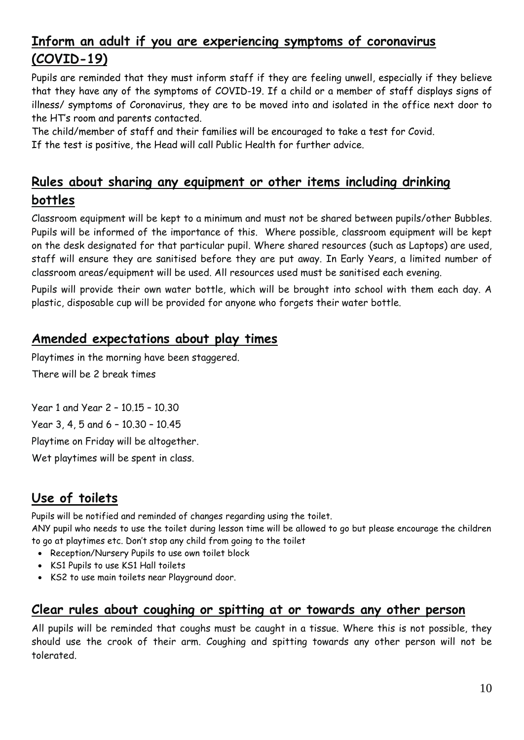## Inform an adult if you are experiencing symptoms of coronavirus (COVID-19)

Pupils are reminded that they must inform staff if they are feeling unwell, especially if they believe that they have any of the symptoms of COVID-19. If a child or a member of staff displays signs of illness/ symptoms of Coronavirus, they are to be moved into and isolated in the office next door to the HT's room and parents contacted.

The child/member of staff and their families will be encouraged to take a test for Covid.

If the test is positive, the Head will call Public Health for further advice.

## Rules about sharing any equipment or other items including drinking bottles

Classroom equipment will be kept to a minimum and must not be shared between pupils/other Bubbles. Pupils will be informed of the importance of this. Where possible, classroom equipment will be kept on the desk designated for that particular pupil. Where shared resources (such as Laptops) are used, staff will ensure they are sanitised before they are put away. In Early Years, a limited number of classroom areas/equipment will be used. All resources used must be sanitised each evening.

Pupils will provide their own water bottle, which will be brought into school with them each day. A plastic, disposable cup will be provided for anyone who forgets their water bottle.

## Amended expectations about play times

Playtimes in the morning have been staggered.

There will be 2 break times

Year 1 and Year 2 – 10.15 – 10.30

Year 3, 4, 5 and 6 – 10.30 – 10.45

Playtime on Friday will be altogether.

Wet playtimes will be spent in class.

## Use of toilets

Pupils will be notified and reminded of changes regarding using the toilet.

ANY pupil who needs to use the toilet during lesson time will be allowed to go but please encourage the children to go at playtimes etc. Don't stop any child from going to the toilet

- Reception/Nursery Pupils to use own toilet block
- KS1 Pupils to use KS1 Hall toilets
- KS2 to use main toilets near Playground door.

## Clear rules about coughing or spitting at or towards any other person

All pupils will be reminded that coughs must be caught in a tissue. Where this is not possible, they should use the crook of their arm. Coughing and spitting towards any other person will not be tolerated.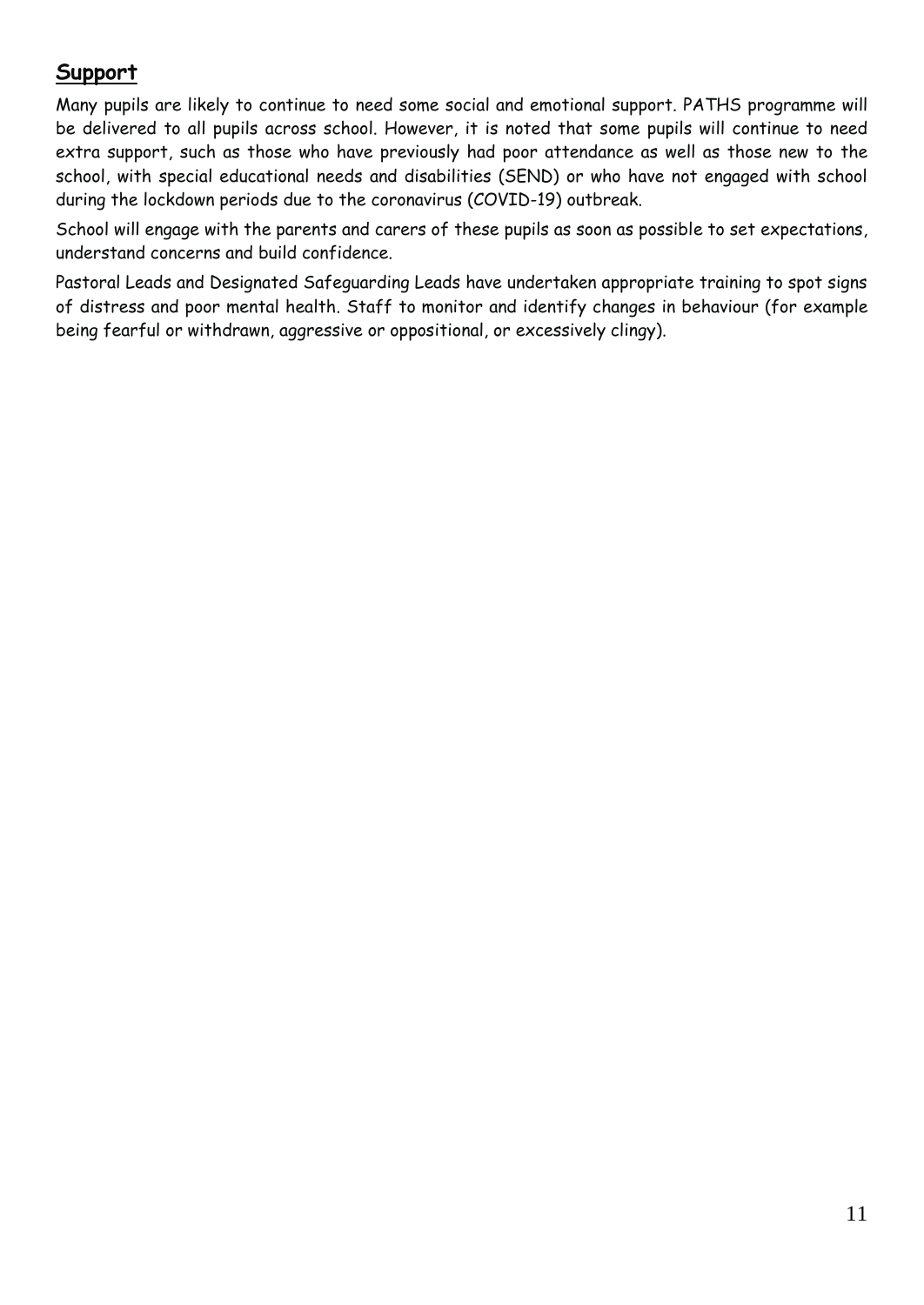## **Support**

Many pupils are likely to continue to need some social and emotional support. PATHS programme will be delivered to all pupils across school. However, it is noted that some pupils will continue to need extra support, such as those who have previously had poor attendance as well as those new to the school, with special educational needs and disabilities (SEND) or who have not engaged with school during the lockdown periods due to the coronavirus (COVID-19) outbreak.

School will engage with the parents and carers of these pupils as soon as possible to set expectations, understand concerns and build confidence.

Pastoral Leads and Designated Safeguarding Leads have undertaken appropriate training to spot signs of distress and poor mental health. Staff to monitor and identify changes in behaviour (for example being fearful or withdrawn, aggressive or oppositional, or excessively clingy).